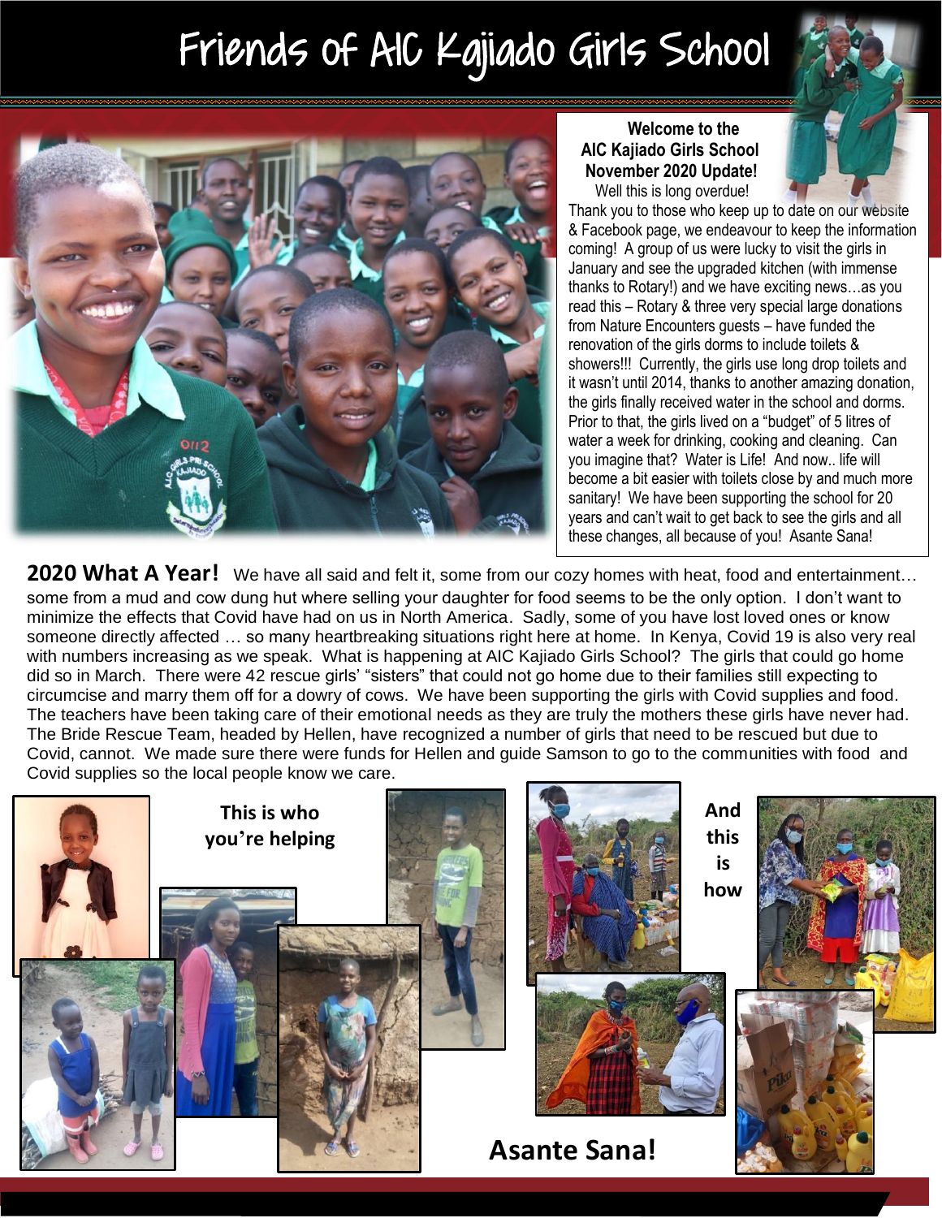# Friends of AIC Kajiado Girls School

**Welcome to the AIC Kajiado Girls School November 2020 Update!**

Well this is long overdue!

Thank you to those who keep up to date on our website & Facebook page, we endeavour to keep the information coming! A group of us were lucky to visit the girls in January and see the upgraded kitchen (with immense thanks to Rotary!) and we have exciting news…as you read this – Rotary & three very special large donations from Nature Encounters guests – have funded the renovation of the girls dorms to include toilets & showers!!! Currently, the girls use long drop toilets and it wasn't until 2014, thanks to another amazing donation, the girls finally received water in the school and dorms. Prior to that, the girls lived on a "budget" of 5 litres of water a week for drinking, cooking and cleaning. Can you imagine that? Water is Life! And now.. life will become a bit easier with toilets close by and much more sanitary! We have been supporting the school for 20 years and can't wait to get back to see the girls and all these changes, all because of you! Asante Sana!

**2020 What A Year!** We have all said and felt it, some from our cozy homes with heat, food and entertainment… some from a mud and cow dung hut where selling your daughter for food seems to be the only option. I don't want to minimize the effects that Covid have had on us in North America. Sadly, some of you have lost loved ones or know someone directly affected … so many heartbreaking situations right here at home. In Kenya, Covid 19 is also very real with numbers increasing as we speak. What is happening at AIC Kajiado Girls School? The girls that could go home did so in March. There were 42 rescue girls' "sisters" that could not go home due to their families still expecting to circumcise and marry them off for a dowry of cows. We have been supporting the girls with Covid supplies and food. The teachers have been taking care of their emotional needs as they are truly the mothers these girls have never had. The Bride Rescue Team, headed by Hellen, have recognized a number of girls that need to be rescued but due to Covid, cannot. We made sure there were funds for Hellen and guide Samson to go to the communities with food and Covid supplies so the local people know we care.

**This is who you're helping**

**And this is how**

**Asante Sana!**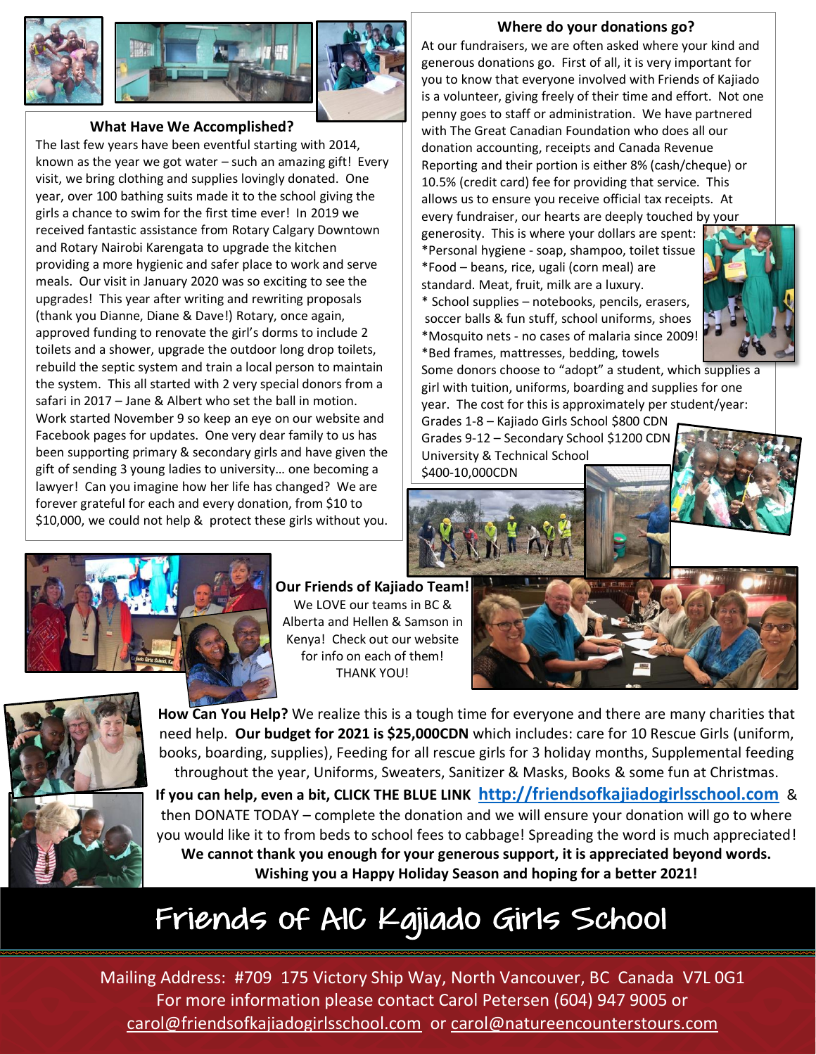## What Have We Accomplished?

The last few years have been eventful starting with 2014, known as the year we got water – such an amazing gift! Every visit, we bring clothing and supplies lovingly donated. One year, over 100 bathing suits made it to the school giving the girls a chance to swim for the first time ever! In 2019 we received fantastic assistance from Rotary Calgary Downtown and Rotary Nairobi Karengata to upgrade the kitchen providing a more hygienic and safer place to work and serve meals. Our visit in January 2020 was so exciting to see the upgrades! This year after writing and rewriting proposals (thank you Dianne, Diane & Dave!) Rotary, once again, approved funding to renovate the girl's dorms to include 2 toilets and a shower, upgrade the outdoor long drop toilets, rebuild the septic system and train a local person to maintain the system. This all started with 2 very special donors from a safari in 2017 – Jane & Albert who set the ball in motion. Work started November 9 so keep an eye on our website and Facebook pages for updates. One very dear family to us has been supporting primary & secondary girls and have given the gift of sending 3 young ladies to university… one becoming a lawyer! Can you imagine how her life has changed? We are forever grateful for each and every donation, from $10 to $10,000, we could not help & protect these girls without you.

## Where do your donations go?

At our fundraisers, we are often asked where your kind and generous donations go. First of all, it is very important for you to know that everyone involved with Friends of Kajiado is a volunteer, giving freely of their time and effort. Not one penny goes to staff or administration. We have partnered with The Great Canadian Foundation who does all our donation accounting, receipts and Canada Revenue Reporting and their portion is either 8% (cash/cheque) or 10.5% (credit card) fee for providing that service. This allows us to ensure you receive official tax receipts. At every fundraiser, our hearts are deeply touched by your generosity. This is where your dollars are spent:

*Personal hygiene - soap, shampoo, toilet tissue
*Food – beans, rice, ugali (corn meal) are standard. Meat, fruit, milk are a luxury.
* School supplies – notebooks, pencils, erasers, soccer balls & fun stuff, school uniforms, shoes
*Mosquito nets - no cases of malaria since 2009!
*Bed frames, mattresses, bedding, towels

Some donors choose to "adopt" a student, which supplies a girl with tuition, uniforms, boarding and supplies for one year. The cost for this is approximately per student/year:

Grades 1-8 – Kajiado Girls School $800 CDN
Grades 9-12 – Secondary School $1200 CDN
University & Technical School $400-10,000CDN

## Our Friends of Kajiado Team!

We LOVE our teams in BC & Alberta and Hellen & Samson in Kenya! Check out our website for info on each of them! THANK YOU!

**How Can You Help?** We realize this is a tough time for everyone and there are many charities that need help. **Our budget for 2021 is $25,000CDN** which includes: care for 10 Rescue Girls (uniform, books, boarding, supplies), Feeding for all rescue girls for 3 holiday months, Supplemental feeding throughout the year, Uniforms, Sweaters, Sanitizer & Masks, Books & some fun at Christmas.

**If you can help, even a bit, CLICK THE BLUE LINK** **http://friendsofkajiadogirlsschool.com** & then DONATE TODAY – complete the donation and we will ensure your donation will go to where you would like it to from beds to school fees to cabbage! Spreading the word is much appreciated!

**We cannot thank you enough for your generous support, it is appreciated beyond words.**
**Wishing you a Happy Holiday Season and hoping for a better 2021!**

# Friends of AIC Kajiado Girls School

Mailing Address: #709 175 Victory Ship Way, North Vancouver, BC Canada V7L 0G1
For more information please contact Carol Petersen (604) 947 9005 or
carol@friendsofkajiadogirlsschool.com or carol@natureencounterstours.com